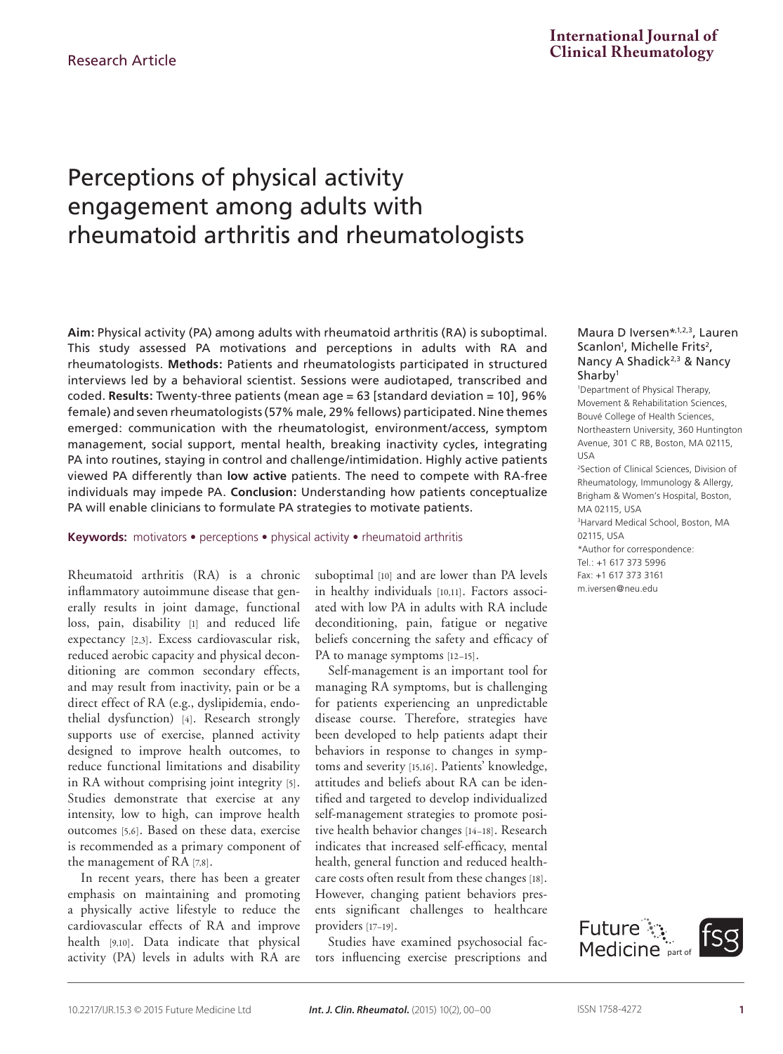Research Article

# Perceptions of physical activity engagement among adults with rheumatoid arthritis and rheumatologists

Maura D Iversen*[1,2,3], Lauren Scanlon[1], Michelle Frits[2], Nancy A Shadick[2,3] & Nancy Sharby[1]

[1]Department of Physical Therapy, Movement & Rehabilitation Sciences, Bouvé College of Health Sciences, Northeastern University, 360 Huntington Avenue, 301 C RB, Boston, MA 02115, USA

[2]Section of Clinical Sciences, Division of Rheumatology, Immunology & Allergy, Brigham & Women's Hospital, Boston, MA 02115, USA

[3]Harvard Medical School, Boston, MA 02115, USA

*Author for correspondence:
Tel.: +1 617 373 5996
Fax: +1 617 373 3161
m.iversen@neu.edu

**Aim:** Physical activity (PA) among adults with rheumatoid arthritis (RA) is suboptimal. This study assessed PA motivations and perceptions in adults with RA and rheumatologists. **Methods:** Patients and rheumatologists participated in structured interviews led by a behavioral scientist. Sessions were audiotaped, transcribed and coded. **Results:** Twenty-three patients (mean age = 63 [standard deviation = 10], 96% female) and seven rheumatologists (57% male, 29% fellows) participated. Nine themes emerged: communication with the rheumatologist, environment/access, symptom management, social support, mental health, breaking inactivity cycles, integrating PA into routines, staying in control and challenge/intimidation. Highly active patients viewed PA differently than **low active** patients. The need to compete with RA-free individuals may impede PA. **Conclusion:** Understanding how patients conceptualize PA will enable clinicians to formulate PA strategies to motivate patients.

**Keywords:** motivators • perceptions • physical activity • rheumatoid arthritis

Rheumatoid arthritis (RA) is a chronic inflammatory autoimmune disease that generally results in joint damage, functional loss, pain, disability [1] and reduced life expectancy [2,3]. Excess cardiovascular risk, reduced aerobic capacity and physical deconditioning are common secondary effects, and may result from inactivity, pain or be a direct effect of RA (e.g., dyslipidemia, endothelial dysfunction) [4]. Research strongly supports use of exercise, planned activity designed to improve health outcomes, to reduce functional limitations and disability in RA without comprising joint integrity [5]. Studies demonstrate that exercise at any intensity, low to high, can improve health outcomes [5,6]. Based on these data, exercise is recommended as a primary component of the management of RA [7,8].

In recent years, there has been a greater emphasis on maintaining and promoting a physically active lifestyle to reduce the cardiovascular effects of RA and improve health [9,10]. Data indicate that physical activity (PA) levels in adults with RA are suboptimal [10] and are lower than PA levels in healthy individuals [10,11]. Factors associated with low PA in adults with RA include deconditioning, pain, fatigue or negative beliefs concerning the safety and efficacy of PA to manage symptoms [12–15].

Self-management is an important tool for managing RA symptoms, but is challenging for patients experiencing an unpredictable disease course. Therefore, strategies have been developed to help patients adapt their behaviors in response to changes in symptoms and severity [15,16]. Patients' knowledge, attitudes and beliefs about RA can be identified and targeted to develop individualized self-management strategies to promote positive health behavior changes [14–18]. Research indicates that increased self-efficacy, mental health, general function and reduced healthcare costs often result from these changes [18]. However, changing patient behaviors presents significant challenges to healthcare providers [17–19].

Studies have examined psychosocial factors influencing exercise prescriptions and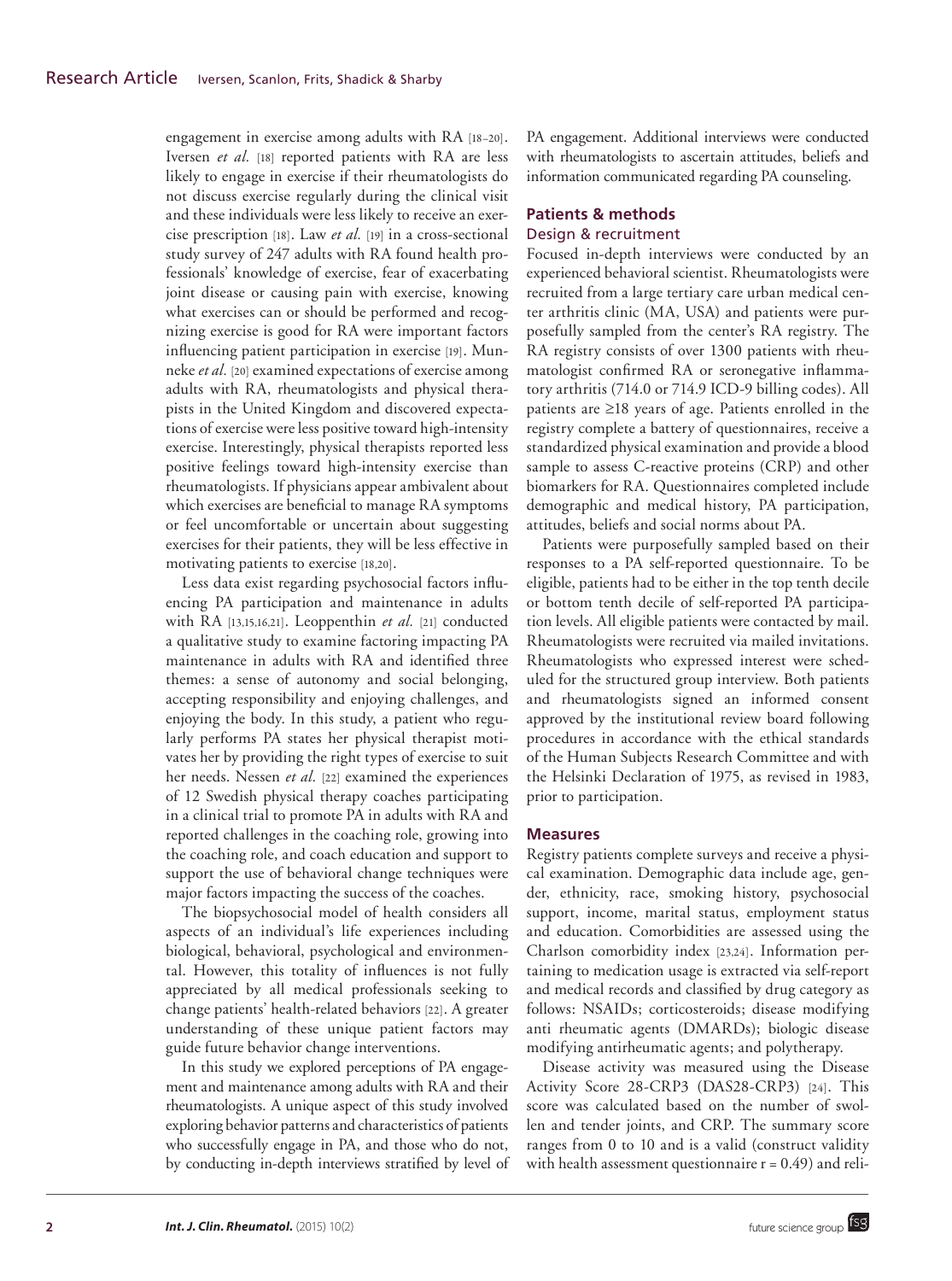engagement in exercise among adults with RA [18–20]. Iversen *et al.* [18] reported patients with RA are less likely to engage in exercise if their rheumatologists do not discuss exercise regularly during the clinical visit and these individuals were less likely to receive an exercise prescription [18]. Law *et al.* [19] in a cross-sectional study survey of 247 adults with RA found health professionals' knowledge of exercise, fear of exacerbating joint disease or causing pain with exercise, knowing what exercises can or should be performed and recognizing exercise is good for RA were important factors influencing patient participation in exercise [19]. Munneke *et al.* [20] examined expectations of exercise among adults with RA, rheumatologists and physical therapists in the United Kingdom and discovered expectations of exercise were less positive toward high-intensity exercise. Interestingly, physical therapists reported less positive feelings toward high-intensity exercise than rheumatologists. If physicians appear ambivalent about which exercises are beneficial to manage RA symptoms or feel uncomfortable or uncertain about suggesting exercises for their patients, they will be less effective in motivating patients to exercise [18,20].

Less data exist regarding psychosocial factors influencing PA participation and maintenance in adults with RA [13,15,16,21]. Leoppenthin *et al.* [21] conducted a qualitative study to examine factoring impacting PA maintenance in adults with RA and identified three themes: a sense of autonomy and social belonging, accepting responsibility and enjoying challenges, and enjoying the body. In this study, a patient who regularly performs PA states her physical therapist motivates her by providing the right types of exercise to suit her needs. Nessen *et al.* [22] examined the experiences of 12 Swedish physical therapy coaches participating in a clinical trial to promote PA in adults with RA and reported challenges in the coaching role, growing into the coaching role, and coach education and support to support the use of behavioral change techniques were major factors impacting the success of the coaches.

The biopsychosocial model of health considers all aspects of an individual's life experiences including biological, behavioral, psychological and environmental. However, this totality of influences is not fully appreciated by all medical professionals seeking to change patients' health-related behaviors [22]. A greater understanding of these unique patient factors may guide future behavior change interventions.

In this study we explored perceptions of PA engagement and maintenance among adults with RA and their rheumatologists. A unique aspect of this study involved exploring behavior patterns and characteristics of patients who successfully engage in PA, and those who do not, by conducting in-depth interviews stratified by level of PA engagement. Additional interviews were conducted with rheumatologists to ascertain attitudes, beliefs and information communicated regarding PA counseling.

## Patients & methods

### Design & recruitment

Focused in-depth interviews were conducted by an experienced behavioral scientist. Rheumatologists were recruited from a large tertiary care urban medical center arthritis clinic (MA, USA) and patients were purposefully sampled from the center's RA registry. The RA registry consists of over 1300 patients with rheumatologist confirmed RA or seronegative inflammatory arthritis (714.0 or 714.9 ICD-9 billing codes). All patients are ≥18 years of age. Patients enrolled in the registry complete a battery of questionnaires, receive a standardized physical examination and provide a blood sample to assess C-reactive proteins (CRP) and other biomarkers for RA. Questionnaires completed include demographic and medical history, PA participation, attitudes, beliefs and social norms about PA.

Patients were purposefully sampled based on their responses to a PA self-reported questionnaire. To be eligible, patients had to be either in the top tenth decile or bottom tenth decile of self-reported PA participation levels. All eligible patients were contacted by mail. Rheumatologists were recruited via mailed invitations. Rheumatologists who expressed interest were scheduled for the structured group interview. Both patients and rheumatologists signed an informed consent approved by the institutional review board following procedures in accordance with the ethical standards of the Human Subjects Research Committee and with the Helsinki Declaration of 1975, as revised in 1983, prior to participation.

## Measures

Registry patients complete surveys and receive a physical examination. Demographic data include age, gender, ethnicity, race, smoking history, psychosocial support, income, marital status, employment status and education. Comorbidities are assessed using the Charlson comorbidity index [23,24]. Information pertaining to medication usage is extracted via self-report and medical records and classified by drug category as follows: NSAIDs; corticosteroids; disease modifying anti rheumatic agents (DMARDs); biologic disease modifying antirheumatic agents; and polytherapy.

Disease activity was measured using the Disease Activity Score 28-CRP3 (DAS28-CRP3) [24]. This score was calculated based on the number of swollen and tender joints, and CRP. The summary score ranges from 0 to 10 and is a valid (construct validity with health assessment questionnaire $r = 0.49$) and reli-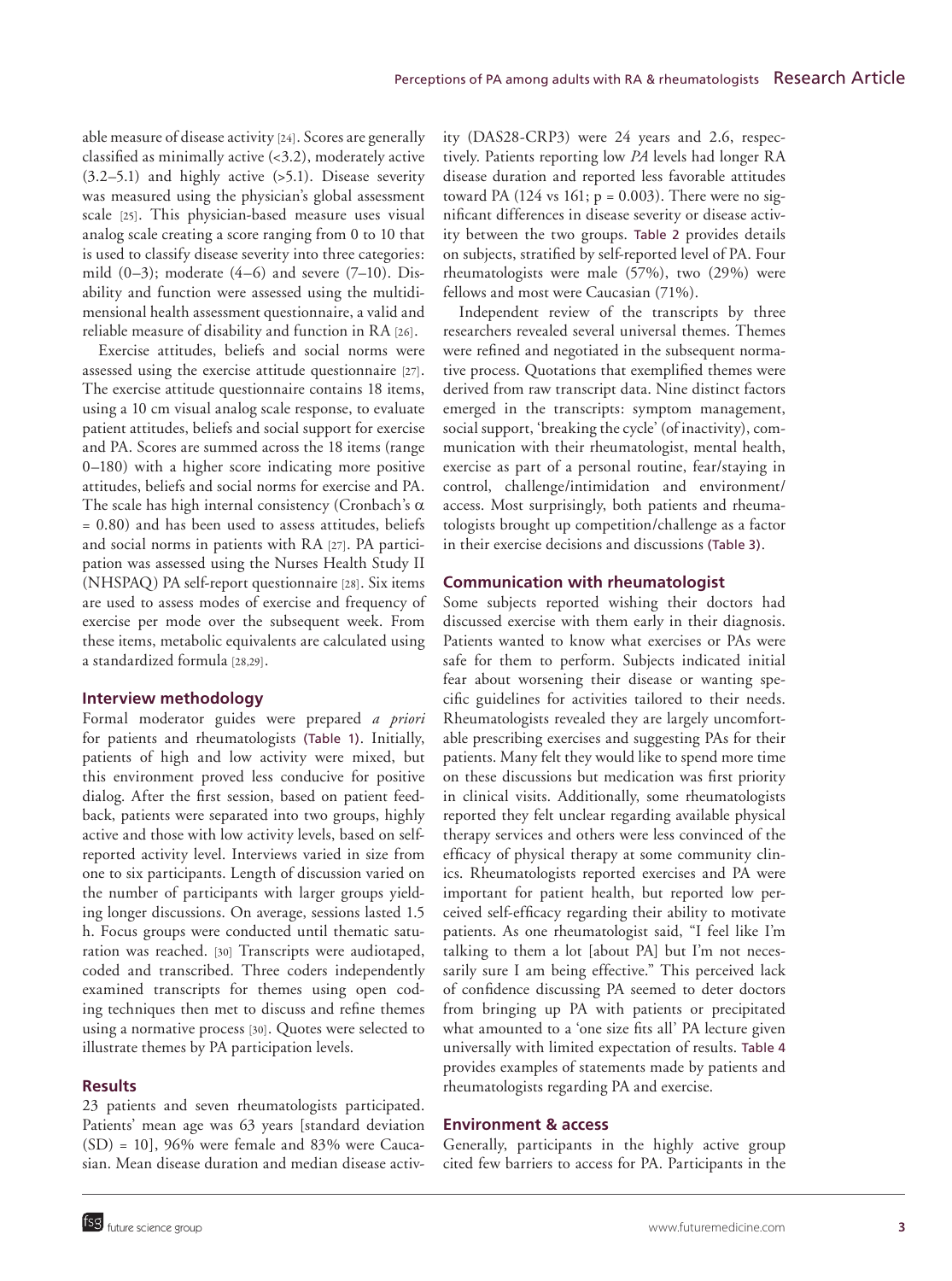able measure of disease activity [24]. Scores are generally classified as minimally active (<3.2), moderately active (3.2–5.1) and highly active (>5.1). Disease severity was measured using the physician's global assessment scale [25]. This physician-based measure uses visual analog scale creating a score ranging from 0 to 10 that is used to classify disease severity into three categories: mild (0–3); moderate (4–6) and severe (7–10). Disability and function were assessed using the multidimensional health assessment questionnaire, a valid and reliable measure of disability and function in RA [26].

Exercise attitudes, beliefs and social norms were assessed using the exercise attitude questionnaire [27]. The exercise attitude questionnaire contains 18 items, using a 10 cm visual analog scale response, to evaluate patient attitudes, beliefs and social support for exercise and PA. Scores are summed across the 18 items (range 0–180) with a higher score indicating more positive attitudes, beliefs and social norms for exercise and PA. The scale has high internal consistency (Cronbach's $\alpha = 0.80$) and has been used to assess attitudes, beliefs and social norms in patients with RA [27]. PA participation was assessed using the Nurses Health Study II (NHSPAQ) PA self-report questionnaire [28]. Six items are used to assess modes of exercise and frequency of exercise per mode over the subsequent week. From these items, metabolic equivalents are calculated using a standardized formula [28,29].

### Interview methodology

Formal moderator guides were prepared *a priori* for patients and rheumatologists (Table 1). Initially, patients of high and low activity were mixed, but this environment proved less conducive for positive dialog. After the first session, based on patient feedback, patients were separated into two groups, highly active and those with low activity levels, based on self-reported activity level. Interviews varied in size from one to six participants. Length of discussion varied on the number of participants with larger groups yielding longer discussions. On average, sessions lasted 1.5 h. Focus groups were conducted until thematic saturation was reached. [30] Transcripts were audiotaped, coded and transcribed. Three coders independently examined transcripts for themes using open coding techniques then met to discuss and refine themes using a normative process [30]. Quotes were selected to illustrate themes by PA participation levels.

### Results

23 patients and seven rheumatologists participated. Patients' mean age was 63 years [standard deviation (SD) = 10], 96% were female and 83% were Caucasian. Mean disease duration and median disease activity (DAS28-CRP3) were 24 years and 2.6, respectively. Patients reporting low *PA* levels had longer RA disease duration and reported less favorable attitudes toward PA (124 vs 161; $p = 0.003$). There were no significant differences in disease severity or disease activity between the two groups. Table 2 provides details on subjects, stratified by self-reported level of PA. Four rheumatologists were male (57%), two (29%) were fellows and most were Caucasian (71%).

Independent review of the transcripts by three researchers revealed several universal themes. Themes were refined and negotiated in the subsequent normative process. Quotations that exemplified themes were derived from raw transcript data. Nine distinct factors emerged in the transcripts: symptom management, social support, 'breaking the cycle' (of inactivity), communication with their rheumatologist, mental health, exercise as part of a personal routine, fear/staying in control, challenge/intimidation and environment/access. Most surprisingly, both patients and rheumatologists brought up competition/challenge as a factor in their exercise decisions and discussions (Table 3).

### Communication with rheumatologist

Some subjects reported wishing their doctors had discussed exercise with them early in their diagnosis. Patients wanted to know what exercises or PAs were safe for them to perform. Subjects indicated initial fear about worsening their disease or wanting specific guidelines for activities tailored to their needs. Rheumatologists revealed they are largely uncomfortable prescribing exercises and suggesting PAs for their patients. Many felt they would like to spend more time on these discussions but medication was first priority in clinical visits. Additionally, some rheumatologists reported they felt unclear regarding available physical therapy services and others were less convinced of the efficacy of physical therapy at some community clinics. Rheumatologists reported exercises and PA were important for patient health, but reported low perceived self-efficacy regarding their ability to motivate patients. As one rheumatologist said, "I feel like I'm talking to them a lot [about PA] but I'm not necessarily sure I am being effective." This perceived lack of confidence discussing PA seemed to deter doctors from bringing up PA with patients or precipitated what amounted to a 'one size fits all' PA lecture given universally with limited expectation of results. Table 4 provides examples of statements made by patients and rheumatologists regarding PA and exercise.

### Environment & access

Generally, participants in the highly active group cited few barriers to access for PA. Participants in the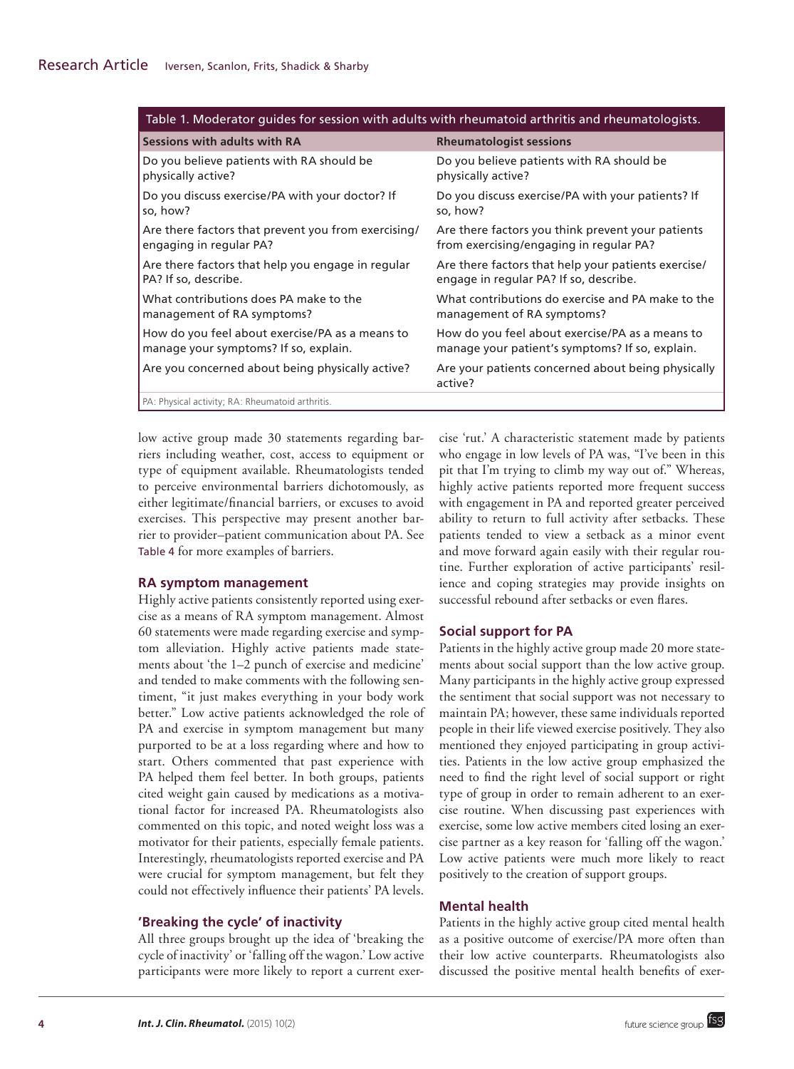Table 1. Moderator guides for session with adults with rheumatoid arthritis and rheumatologists.

| Sessions with adults with RA | Rheumatologist sessions |
|---|---|
| Do you believe patients with RA should be physically active? | Do you believe patients with RA should be physically active? |
| Do you discuss exercise/PA with your doctor? If so, how? | Do you discuss exercise/PA with your patients? If so, how? |
| Are there factors that prevent you from exercising/engaging in regular PA? | Are there factors you think prevent your patients from exercising/engaging in regular PA? |
| Are there factors that help you engage in regular PA? If so, describe. | Are there factors that help your patients exercise/engage in regular PA? If so, describe. |
| What contributions does PA make to the management of RA symptoms? | What contributions do exercise and PA make to the management of RA symptoms? |
| How do you feel about exercise/PA as a means to manage your symptoms? If so, explain. | How do you feel about exercise/PA as a means to manage your patient's symptoms? If so, explain. |
| Are you concerned about being physically active? | Are your patients concerned about being physically active? |

PA: Physical activity; RA: Rheumatoid arthritis.

low active group made 30 statements regarding barriers including weather, cost, access to equipment or type of equipment available. Rheumatologists tended to perceive environmental barriers dichotomously, as either legitimate/financial barriers, or excuses to avoid exercises. This perspective may present another barrier to provider–patient communication about PA. See Table 4 for more examples of barriers.

### RA symptom management

Highly active patients consistently reported using exercise as a means of RA symptom management. Almost 60 statements were made regarding exercise and symptom alleviation. Highly active patients made statements about 'the 1–2 punch of exercise and medicine' and tended to make comments with the following sentiment, "it just makes everything in your body work better." Low active patients acknowledged the role of PA and exercise in symptom management but many purported to be at a loss regarding where and how to start. Others commented that past experience with PA helped them feel better. In both groups, patients cited weight gain caused by medications as a motivational factor for increased PA. Rheumatologists also commented on this topic, and noted weight loss was a motivator for their patients, especially female patients. Interestingly, rheumatologists reported exercise and PA were crucial for symptom management, but felt they could not effectively influence their patients' PA levels.

### 'Breaking the cycle' of inactivity

All three groups brought up the idea of 'breaking the cycle of inactivity' or 'falling off the wagon.' Low active participants were more likely to report a current exercise 'rut.' A characteristic statement made by patients who engage in low levels of PA was, "I've been in this pit that I'm trying to climb my way out of." Whereas, highly active patients reported more frequent success with engagement in PA and reported greater perceived ability to return to full activity after setbacks. These patients tended to view a setback as a minor event and move forward again easily with their regular routine. Further exploration of active participants' resilience and coping strategies may provide insights on successful rebound after setbacks or even flares.

### Social support for PA

Patients in the highly active group made 20 more statements about social support than the low active group. Many participants in the highly active group expressed the sentiment that social support was not necessary to maintain PA; however, these same individuals reported people in their life viewed exercise positively. They also mentioned they enjoyed participating in group activities. Patients in the low active group emphasized the need to find the right level of social support or right type of group in order to remain adherent to an exercise routine. When discussing past experiences with exercise, some low active members cited losing an exercise partner as a key reason for 'falling off the wagon.' Low active patients were much more likely to react positively to the creation of support groups.

### Mental health

Patients in the highly active group cited mental health as a positive outcome of exercise/PA more often than their low active counterparts. Rheumatologists also discussed the positive mental health benefits of exer-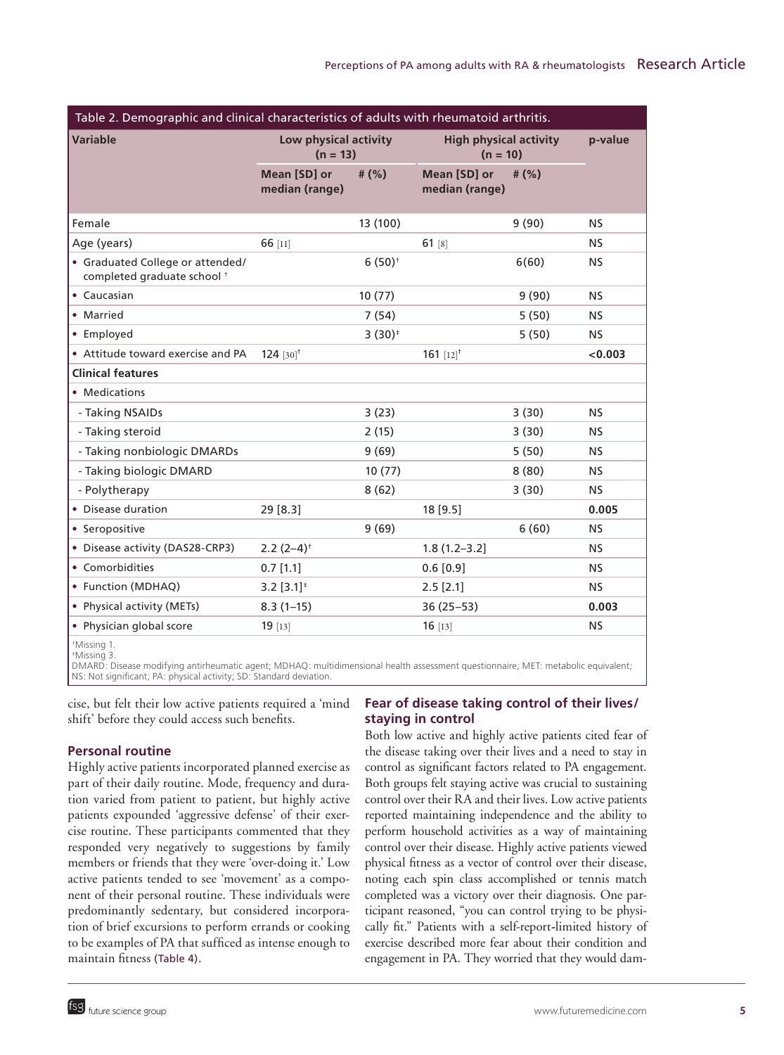Table 2. Demographic and clinical characteristics of adults with rheumatoid arthritis.

| Variable | Low physical activity (n = 13) | | High physical activity (n = 10) | | p-value |
|---|---|---|---|---|---|
| | Mean [SD] or median (range) | # (%) | Mean [SD] or median (range) | # (%) | |
| Female | | 13 (100) | | 9 (90) | NS |
| Age (years) | 66 [11] | | 61 [8] | | NS |
| • Graduated College or attended/ completed graduate school † | | 6 (50)† | | 6(60) | NS |
| • Caucasian | | 10 (77) | | 9 (90) | NS |
| • Married | | 7 (54) | | 5 (50) | NS |
| • Employed | | 3 (30)‡ | | 5 (50) | NS |
| • Attitude toward exercise and PA | 124 [30]† | | 161 [12]† | | <0.003 |
| **Clinical features** | | | | | |
| • Medications | | | | | |
| - Taking NSAIDs | | 3 (23) | | 3 (30) | NS |
| - Taking steroid | | 2 (15) | | 3 (30) | NS |
| - Taking nonbiologic DMARDs | | 9 (69) | | 5 (50) | NS |
| - Taking biologic DMARD | | 10 (77) | | 8 (80) | NS |
| - Polytherapy | | 8 (62) | | 3 (30) | NS |
| • Disease duration | 29 [8.3] | | 18 [9.5] | | 0.005 |
| • Seropositive | | 9 (69) | | 6 (60) | NS |
| • Disease activity (DAS28-CRP3) | 2.2 (2–4)† | | 1.8 (1.2–3.2] | | NS |
| • Comorbidities | 0.7 [1.1] | | 0.6 [0.9] | | NS |
| • Function (MDHAQ) | 3.2 [3.1]‡ | | 2.5 [2.1] | | NS |
| • Physical activity (METs) | 8.3 (1–15) | | 36 (25–53) | | 0.003 |
| • Physician global score | 19 [13] | | 16 [13] | | NS |

†Missing 1.
‡Missing 3.
DMARD: Disease modifying antirheumatic agent; MDHAQ: multidimensional health assessment questionnaire; MET: metabolic equivalent; NS: Not significant; PA: physical activity; SD: Standard deviation.

cise, but felt their low active patients required a 'mind shift' before they could access such benefits.

### Personal routine

Highly active patients incorporated planned exercise as part of their daily routine. Mode, frequency and duration varied from patient to patient, but highly active patients expounded 'aggressive defense' of their exercise routine. These participants commented that they responded very negatively to suggestions by family members or friends that they were 'over-doing it.' Low active patients tended to see 'movement' as a component of their personal routine. These individuals were predominantly sedentary, but considered incorporation of brief excursions to perform errands or cooking to be examples of PA that sufficed as intense enough to maintain fitness (Table 4).

### Fear of disease taking control of their lives/ staying in control

Both low active and highly active patients cited fear of the disease taking over their lives and a need to stay in control as significant factors related to PA engagement. Both groups felt staying active was crucial to sustaining control over their RA and their lives. Low active patients reported maintaining independence and the ability to perform household activities as a way of maintaining control over their disease. Highly active patients viewed physical fitness as a vector of control over their disease, noting each spin class accomplished or tennis match completed was a victory over their diagnosis. One participant reasoned, "you can control trying to be physically fit." Patients with a self-report-limited history of exercise described more fear about their condition and engagement in PA. They worried that they would dam-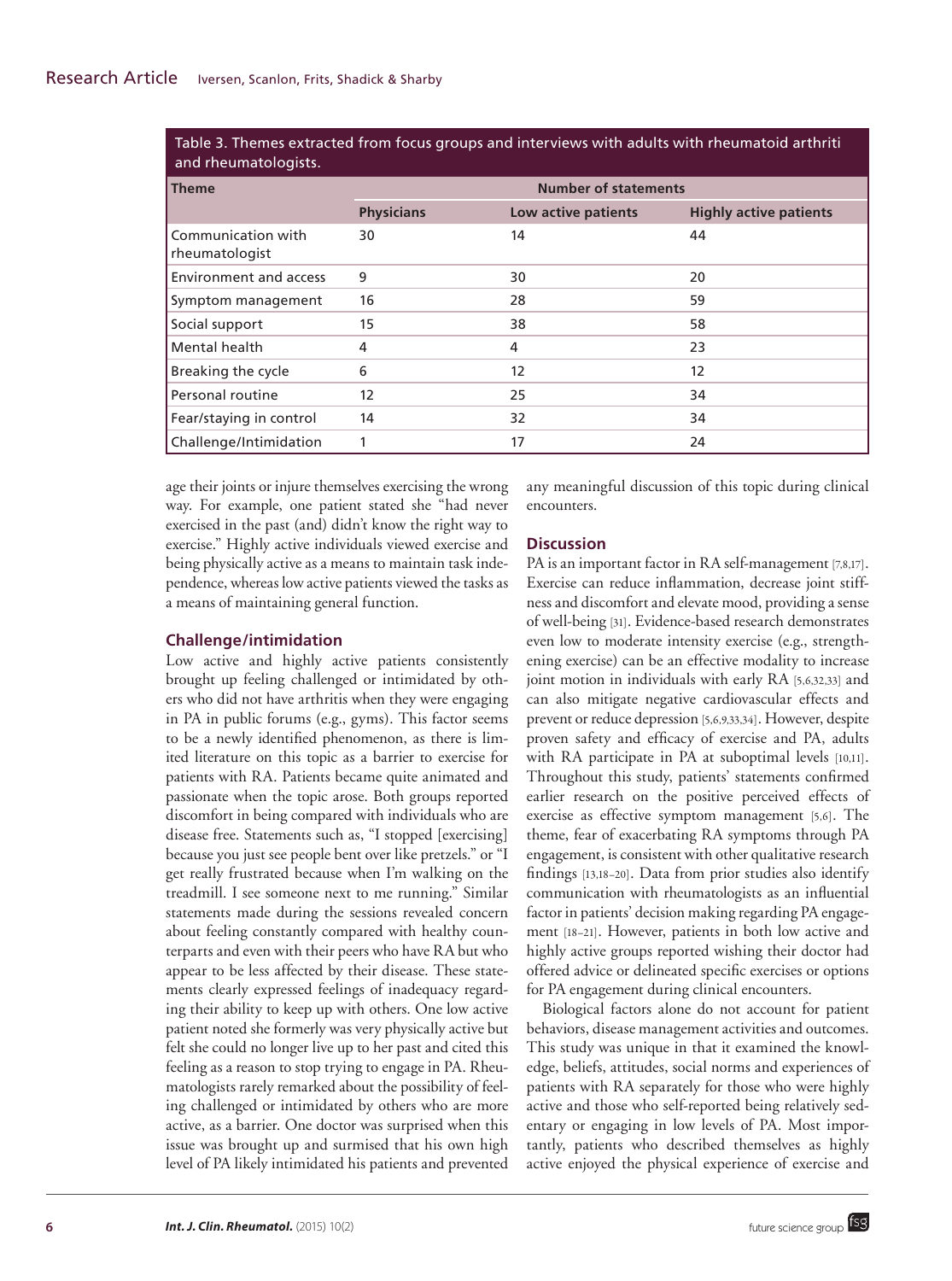Table 3. Themes extracted from focus groups and interviews with adults with rheumatoid arthriti and rheumatologists.

| Theme | Number of statements | | |
|---|---|---|---|
| | Physicians | Low active patients | Highly active patients |
| Communication with rheumatologist | 30 | 14 | 44 |
| Environment and access | 9 | 30 | 20 |
| Symptom management | 16 | 28 | 59 |
| Social support | 15 | 38 | 58 |
| Mental health | 4 | 4 | 23 |
| Breaking the cycle | 6 | 12 | 12 |
| Personal routine | 12 | 25 | 34 |
| Fear/staying in control | 14 | 32 | 34 |
| Challenge/Intimidation | 1 | 17 | 24 |

age their joints or injure themselves exercising the wrong way. For example, one patient stated she "had never exercised in the past (and) didn't know the right way to exercise." Highly active individuals viewed exercise and being physically active as a means to maintain task independence, whereas low active patients viewed the tasks as a means of maintaining general function.

### Challenge/intimidation

Low active and highly active patients consistently brought up feeling challenged or intimidated by others who did not have arthritis when they were engaging in PA in public forums (e.g., gyms). This factor seems to be a newly identified phenomenon, as there is limited literature on this topic as a barrier to exercise for patients with RA. Patients became quite animated and passionate when the topic arose. Both groups reported discomfort in being compared with individuals who are disease free. Statements such as, "I stopped [exercising] because you just see people bent over like pretzels." or "I get really frustrated because when I'm walking on the treadmill. I see someone next to me running." Similar statements made during the sessions revealed concern about feeling constantly compared with healthy counterparts and even with their peers who have RA but who appear to be less affected by their disease. These statements clearly expressed feelings of inadequacy regarding their ability to keep up with others. One low active patient noted she formerly was very physically active but felt she could no longer live up to her past and cited this feeling as a reason to stop trying to engage in PA. Rheumatologists rarely remarked about the possibility of feeling challenged or intimidated by others who are more active, as a barrier. One doctor was surprised when this issue was brought up and surmised that his own high level of PA likely intimidated his patients and prevented any meaningful discussion of this topic during clinical encounters.

## Discussion

PA is an important factor in RA self-management [7,8,17]. Exercise can reduce inflammation, decrease joint stiffness and discomfort and elevate mood, providing a sense of well-being [31]. Evidence-based research demonstrates even low to moderate intensity exercise (e.g., strengthening exercise) can be an effective modality to increase joint motion in individuals with early RA [5,6,32,33] and can also mitigate negative cardiovascular effects and prevent or reduce depression [5,6,9,33,34]. However, despite proven safety and efficacy of exercise and PA, adults with RA participate in PA at suboptimal levels [10,11]. Throughout this study, patients' statements confirmed earlier research on the positive perceived effects of exercise as effective symptom management [5,6]. The theme, fear of exacerbating RA symptoms through PA engagement, is consistent with other qualitative research findings [13,18–20]. Data from prior studies also identify communication with rheumatologists as an influential factor in patients' decision making regarding PA engagement [18–21]. However, patients in both low active and highly active groups reported wishing their doctor had offered advice or delineated specific exercises or options for PA engagement during clinical encounters.

Biological factors alone do not account for patient behaviors, disease management activities and outcomes. This study was unique in that it examined the knowledge, beliefs, attitudes, social norms and experiences of patients with RA separately for those who were highly active and those who self-reported being relatively sedentary or engaging in low levels of PA. Most importantly, patients who described themselves as highly active enjoyed the physical experience of exercise and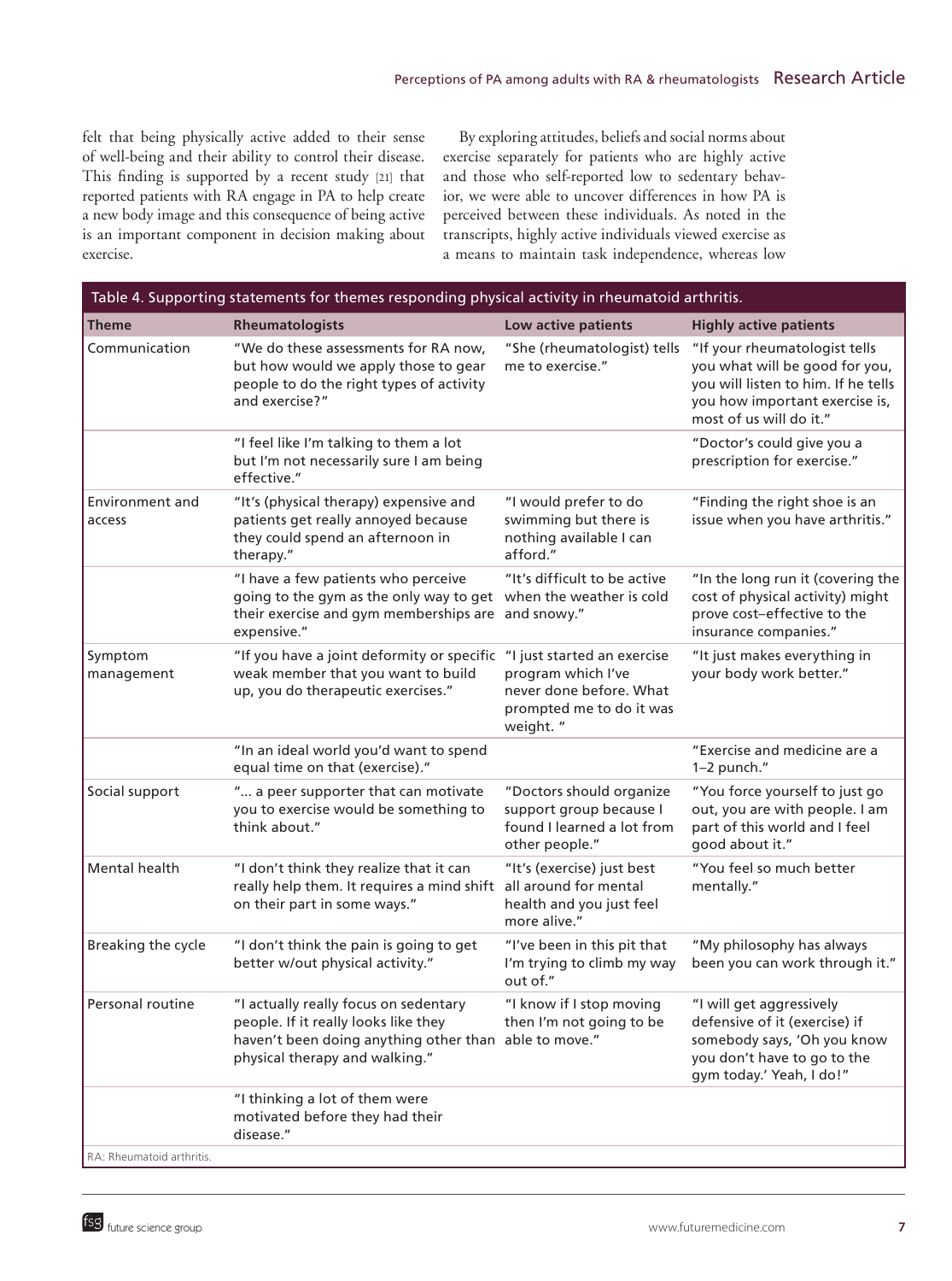felt that being physically active added to their sense of well-being and their ability to control their disease. This finding is supported by a recent study [21] that reported patients with RA engage in PA to help create a new body image and this consequence of being active is an important component in decision making about exercise.

By exploring attitudes, beliefs and social norms about exercise separately for patients who are highly active and those who self-reported low to sedentary behavior, we were able to uncover differences in how PA is perceived between these individuals. As noted in the transcripts, highly active individuals viewed exercise as a means to maintain task independence, whereas low

**Table 4. Supporting statements for themes responding physical activity in rheumatoid arthritis.**

| Theme | Rheumatologists | Low active patients | Highly active patients |
|---|---|---|---|
| Communication | "We do these assessments for RA now, but how would we apply those to gear people to do the right types of activity and exercise?" | "She (rheumatologist) tells me to exercise." | "If your rheumatologist tells you what will be good for you, you will listen to him. If he tells you how important exercise is, most of us will do it." |
| | "I feel like I'm talking to them a lot but I'm not necessarily sure I am being effective." | | "Doctor's could give you a prescription for exercise." |
| Environment and access | "It's (physical therapy) expensive and patients get really annoyed because they could spend an afternoon in therapy." | "I would prefer to do swimming but there is nothing available I can afford." | "Finding the right shoe is an issue when you have arthritis." |
| | "I have a few patients who perceive going to the gym as the only way to get their exercise and gym memberships are expensive." | "It's difficult to be active when the weather is cold and snowy." | "In the long run it (covering the cost of physical activity) might prove cost–effective to the insurance companies." |
| Symptom management | "If you have a joint deformity or specific weak member that you want to build up, you do therapeutic exercises." | "I just started an exercise program which I've never done before. What prompted me to do it was weight. " | "It just makes everything in your body work better." |
| | "In an ideal world you'd want to spend equal time on that (exercise)." | | "Exercise and medicine are a 1–2 punch." |
| Social support | "... a peer supporter that can motivate you to exercise would be something to think about." | "Doctors should organize support group because I found I learned a lot from other people." | "You force yourself to just go out, you are with people. I am part of this world and I feel good about it." |
| Mental health | "I don't think they realize that it can really help them. It requires a mind shift on their part in some ways." | "It's (exercise) just best all around for mental health and you just feel more alive." | "You feel so much better mentally." |
| Breaking the cycle | "I don't think the pain is going to get better w/out physical activity." | "I've been in this pit that I'm trying to climb my way out of." | "My philosophy has always been you can work through it." |
| Personal routine | "I actually really focus on sedentary people. If it really looks like they haven't been doing anything other than physical therapy and walking." | "I know if I stop moving then I'm not going to be able to move." | "I will get aggressively defensive of it (exercise) if somebody says, 'Oh you know you don't have to go to the gym today.' Yeah, I do!" |
| | "I thinking a lot of them were motivated before they had their disease." | | |

RA: Rheumatoid arthritis.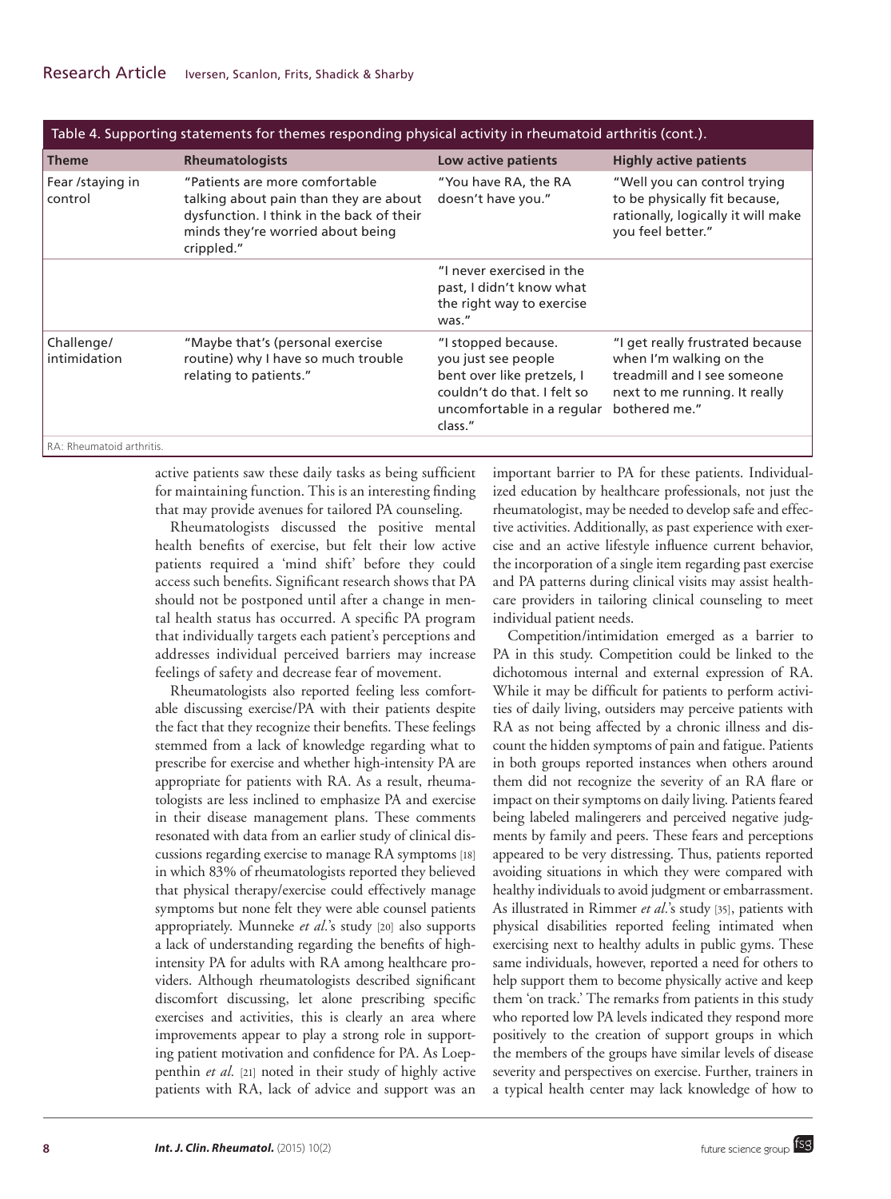Table 4. Supporting statements for themes responding physical activity in rheumatoid arthritis (cont.).

| Theme | Rheumatologists | Low active patients | Highly active patients |
|---|---|---|---|
| Fear /staying in control | "Patients are more comfortable talking about pain than they are about dysfunction. I think in the back of their minds they're worried about being crippled." | "You have RA, the RA doesn't have you." | "Well you can control trying to be physically fit because, rationally, logically it will make you feel better." |
| | | "I never exercised in the past, I didn't know what the right way to exercise was." | |
| Challenge/ intimidation | "Maybe that's (personal exercise routine) why I have so much trouble relating to patients." | "I stopped because. you just see people bent over like pretzels, I couldn't do that. I felt so uncomfortable in a regular class." | "I get really frustrated because when I'm walking on the treadmill and I see someone next to me running. It really bothered me." |

RA: Rheumatoid arthritis.

active patients saw these daily tasks as being sufficient for maintaining function. This is an interesting finding that may provide avenues for tailored PA counseling.

Rheumatologists discussed the positive mental health benefits of exercise, but felt their low active patients required a 'mind shift' before they could access such benefits. Significant research shows that PA should not be postponed until after a change in mental health status has occurred. A specific PA program that individually targets each patient's perceptions and addresses individual perceived barriers may increase feelings of safety and decrease fear of movement.

Rheumatologists also reported feeling less comfortable discussing exercise/PA with their patients despite the fact that they recognize their benefits. These feelings stemmed from a lack of knowledge regarding what to prescribe for exercise and whether high-intensity PA are appropriate for patients with RA. As a result, rheumatologists are less inclined to emphasize PA and exercise in their disease management plans. These comments resonated with data from an earlier study of clinical discussions regarding exercise to manage RA symptoms [18] in which 83% of rheumatologists reported they believed that physical therapy/exercise could effectively manage symptoms but none felt they were able counsel patients appropriately. Munneke *et al.*'s study [20] also supports a lack of understanding regarding the benefits of high-intensity PA for adults with RA among healthcare providers. Although rheumatologists described significant discomfort discussing, let alone prescribing specific exercises and activities, this is clearly an area where improvements appear to play a strong role in supporting patient motivation and confidence for PA. As Loeppenthin *et al.* [21] noted in their study of highly active patients with RA, lack of advice and support was an important barrier to PA for these patients. Individualized education by healthcare professionals, not just the rheumatologist, may be needed to develop safe and effective activities. Additionally, as past experience with exercise and an active lifestyle influence current behavior, the incorporation of a single item regarding past exercise and PA patterns during clinical visits may assist healthcare providers in tailoring clinical counseling to meet individual patient needs.

Competition/intimidation emerged as a barrier to PA in this study. Competition could be linked to the dichotomous internal and external expression of RA. While it may be difficult for patients to perform activities of daily living, outsiders may perceive patients with RA as not being affected by a chronic illness and discount the hidden symptoms of pain and fatigue. Patients in both groups reported instances when others around them did not recognize the severity of an RA flare or impact on their symptoms on daily living. Patients feared being labeled malingerers and perceived negative judgments by family and peers. These fears and perceptions appeared to be very distressing. Thus, patients reported avoiding situations in which they were compared with healthy individuals to avoid judgment or embarrassment. As illustrated in Rimmer *et al.*'s study [35], patients with physical disabilities reported feeling intimated when exercising next to healthy adults in public gyms. These same individuals, however, reported a need for others to help support them to become physically active and keep them 'on track.' The remarks from patients in this study who reported low PA levels indicated they respond more positively to the creation of support groups in which the members of the groups have similar levels of disease severity and perspectives on exercise. Further, trainers in a typical health center may lack knowledge of how to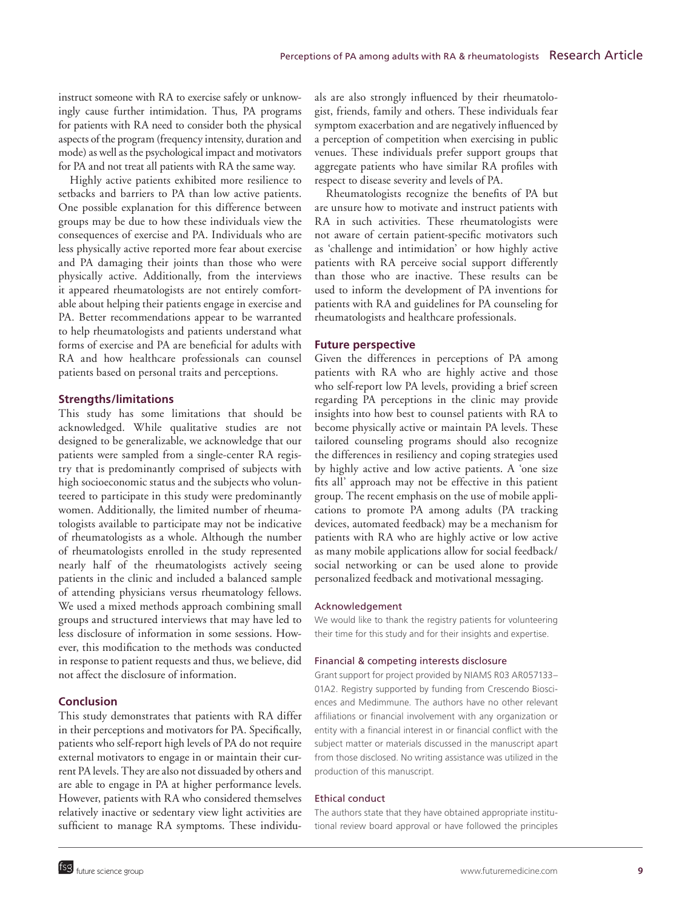instruct someone with RA to exercise safely or unknowingly cause further intimidation. Thus, PA programs for patients with RA need to consider both the physical aspects of the program (frequency intensity, duration and mode) as well as the psychological impact and motivators for PA and not treat all patients with RA the same way.

Highly active patients exhibited more resilience to setbacks and barriers to PA than low active patients. One possible explanation for this difference between groups may be due to how these individuals view the consequences of exercise and PA. Individuals who are less physically active reported more fear about exercise and PA damaging their joints than those who were physically active. Additionally, from the interviews it appeared rheumatologists are not entirely comfortable about helping their patients engage in exercise and PA. Better recommendations appear to be warranted to help rheumatologists and patients understand what forms of exercise and PA are beneficial for adults with RA and how healthcare professionals can counsel patients based on personal traits and perceptions.

### Strengths/limitations

This study has some limitations that should be acknowledged. While qualitative studies are not designed to be generalizable, we acknowledge that our patients were sampled from a single-center RA registry that is predominantly comprised of subjects with high socioeconomic status and the subjects who volunteered to participate in this study were predominantly women. Additionally, the limited number of rheumatologists available to participate may not be indicative of rheumatologists as a whole. Although the number of rheumatologists enrolled in the study represented nearly half of the rheumatologists actively seeing patients in the clinic and included a balanced sample of attending physicians versus rheumatology fellows. We used a mixed methods approach combining small groups and structured interviews that may have led to less disclosure of information in some sessions. However, this modification to the methods was conducted in response to patient requests and thus, we believe, did not affect the disclosure of information.

### Conclusion

This study demonstrates that patients with RA differ in their perceptions and motivators for PA. Specifically, patients who self-report high levels of PA do not require external motivators to engage in or maintain their current PA levels. They are also not dissuaded by others and are able to engage in PA at higher performance levels. However, patients with RA who considered themselves relatively inactive or sedentary view light activities are sufficient to manage RA symptoms. These individuals are also strongly influenced by their rheumatologist, friends, family and others. These individuals fear symptom exacerbation and are negatively influenced by a perception of competition when exercising in public venues. These individuals prefer support groups that aggregate patients who have similar RA profiles with respect to disease severity and levels of PA.

Rheumatologists recognize the benefits of PA but are unsure how to motivate and instruct patients with RA in such activities. These rheumatologists were not aware of certain patient-specific motivators such as 'challenge and intimidation' or how highly active patients with RA perceive social support differently than those who are inactive. These results can be used to inform the development of PA inventions for patients with RA and guidelines for PA counseling for rheumatologists and healthcare professionals.

### Future perspective

Given the differences in perceptions of PA among patients with RA who are highly active and those who self-report low PA levels, providing a brief screen regarding PA perceptions in the clinic may provide insights into how best to counsel patients with RA to become physically active or maintain PA levels. These tailored counseling programs should also recognize the differences in resiliency and coping strategies used by highly active and low active patients. A 'one size fits all' approach may not be effective in this patient group. The recent emphasis on the use of mobile applications to promote PA among adults (PA tracking devices, automated feedback) may be a mechanism for patients with RA who are highly active or low active as many mobile applications allow for social feedback/social networking or can be used alone to provide personalized feedback and motivational messaging.

#### Acknowledgement

We would like to thank the registry patients for volunteering their time for this study and for their insights and expertise.

#### Financial & competing interests disclosure

Grant support for project provided by NIAMS R03 AR057133–01A2. Registry supported by funding from Crescendo Biosciences and Medimmune. The authors have no other relevant affiliations or financial involvement with any organization or entity with a financial interest in or financial conflict with the subject matter or materials discussed in the manuscript apart from those disclosed. No writing assistance was utilized in the production of this manuscript.

#### Ethical conduct

The authors state that they have obtained appropriate institutional review board approval or have followed the principles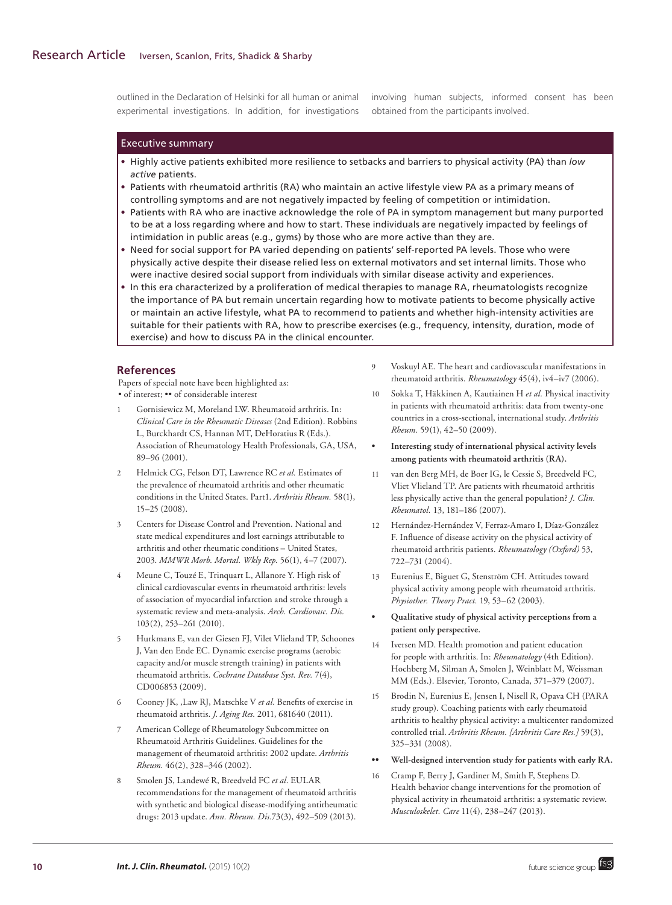outlined in the Declaration of Helsinki for all human or animal experimental investigations. In addition, for investigations involving human subjects, informed consent has been obtained from the participants involved.

## Executive summary

- Highly active patients exhibited more resilience to setbacks and barriers to physical activity (PA) than *low active* patients.
- Patients with rheumatoid arthritis (RA) who maintain an active lifestyle view PA as a primary means of controlling symptoms and are not negatively impacted by feeling of competition or intimidation.
- Patients with RA who are inactive acknowledge the role of PA in symptom management but many purported to be at a loss regarding where and how to start. These individuals are negatively impacted by feelings of intimidation in public areas (e.g., gyms) by those who are more active than they are.
- Need for social support for PA varied depending on patients' self-reported PA levels. Those who were physically active despite their disease relied less on external motivators and set internal limits. Those who were inactive desired social support from individuals with similar disease activity and experiences.
- In this era characterized by a proliferation of medical therapies to manage RA, rheumatologists recognize the importance of PA but remain uncertain regarding how to motivate patients to become physically active or maintain an active lifestyle, what PA to recommend to patients and whether high-intensity activities are suitable for their patients with RA, how to prescribe exercises (e.g., frequency, intensity, duration, mode of exercise) and how to discuss PA in the clinical encounter.

## References

Papers of special note have been highlighted as:
• of interest; •• of considerable interest

1. Gornisiewicz M, Moreland LW. Rheumatoid arthritis. In: *Clinical Care in the Rheumatic Diseases* (2nd Edition). Robbins L, Burckhardt CS, Hannan MT, DeHoratius R (Eds.). Association of Rheumatology Health Professionals, GA, USA, 89–96 (2001).
2. Helmick CG, Felson DT, Lawrence RC *et al.* Estimates of the prevalence of rheumatoid arthritis and other rheumatic conditions in the United States. Part1. *Arthritis Rheum.* 58(1), 15–25 (2008).
3. Centers for Disease Control and Prevention. National and state medical expenditures and lost earnings attributable to arthritis and other rheumatic conditions – United States, 2003. *MMWR Morb. Mortal. Wkly Rep.* 56(1), 4–7 (2007).
4. Meune C, Touzé E, Trinquart L, Allanore Y. High risk of clinical cardiovascular events in rheumatoid arthritis: levels of association of myocardial infarction and stroke through a systematic review and meta-analysis. *Arch. Cardiovasc. Dis.* 103(2), 253–261 (2010).
5. Hurkmans E, van der Giesen FJ, Vilet Vlieland TP, Schoones J, Van den Ende EC. Dynamic exercise programs (aerobic capacity and/or muscle strength training) in patients with rheumatoid arthritis. *Cochrane Database Syst. Rev.* 7(4), CD006853 (2009).
6. Cooney JK, ,Law RJ, Matschke V *et al*. Benefits of exercise in rheumatoid arthritis. *J. Aging Res.* 2011, 681640 (2011).
7. American College of Rheumatology Subcommittee on Rheumatoid Arthritis Guidelines. Guidelines for the management of rheumatoid arthritis: 2002 update. *Arthritis Rheum.* 46(2), 328–346 (2002).
8. Smolen JS, Landewé R, Breedveld FC *et al*. EULAR recommendations for the management of rheumatoid arthritis with synthetic and biological disease-modifying antirheumatic drugs: 2013 update. *Ann. Rheum. Dis.*73(3), 492–509 (2013).
9. Voskuyl AE. The heart and cardiovascular manifestations in rheumatoid arthritis. *Rheumatology* 45(4), iv4–iv7 (2006).
10. Sokka T, Häkkinen A, Kautiainen H *et al.* Physical inactivity in patients with rheumatoid arthritis: data from twenty-one countries in a cross-sectional, international study. *Arthritis Rheum.* 59(1), 42–50 (2009).
    - • **Interesting study of international physical activity levels among patients with rheumatoid arthritis (RA).**
11. van den Berg MH, de Boer IG, le Cessie S, Breedveld FC, Vliet Vlieland TP. Are patients with rheumatoid arthritis less physically active than the general population? *J. Clin. Rheumatol.* 13, 181–186 (2007).
12. Hernández-Hernández V, Ferraz-Amaro I, Díaz-González F. Influence of disease activity on the physical activity of rheumatoid arthritis patients. *Rheumatology (Oxford)* 53, 722–731 (2004).
13. Eurenius E, Biguet G, Stenström CH. Attitudes toward physical activity among people with rheumatoid arthritis. *Physiother. Theory Pract.* 19, 53–62 (2003).
    - • **Qualitative study of physical activity perceptions from a patient only perspective.**
14. Iversen MD. Health promotion and patient education for people with arthritis. In: *Rheumatology* (4th Edition). Hochberg M, Silman A, Smolen J, Weinblatt M, Weissman MH (Eds.). Elsevier, Toronto, Canada, 371–379 (2007).
15. Brodin N, Eurenius E, Jensen I, Nisell R, Opava CH (PARA study group). Coaching patients with early rheumatoid arthritis to healthy physical activity: a multicenter randomized controlled trial. *Arthritis Rheum. [Arthritis Care Res.]* 59(3), 325–331 (2008).
    - •• **Well-designed intervention study for patients with early RA.**
16. Cramp F, Berry J, Gardiner M, Smith F, Stephens D. Health behavior change interventions for the promotion of physical activity in rheumatoid arthritis: a systematic review. *Musculoskelet. Care* 11(4), 238–247 (2013).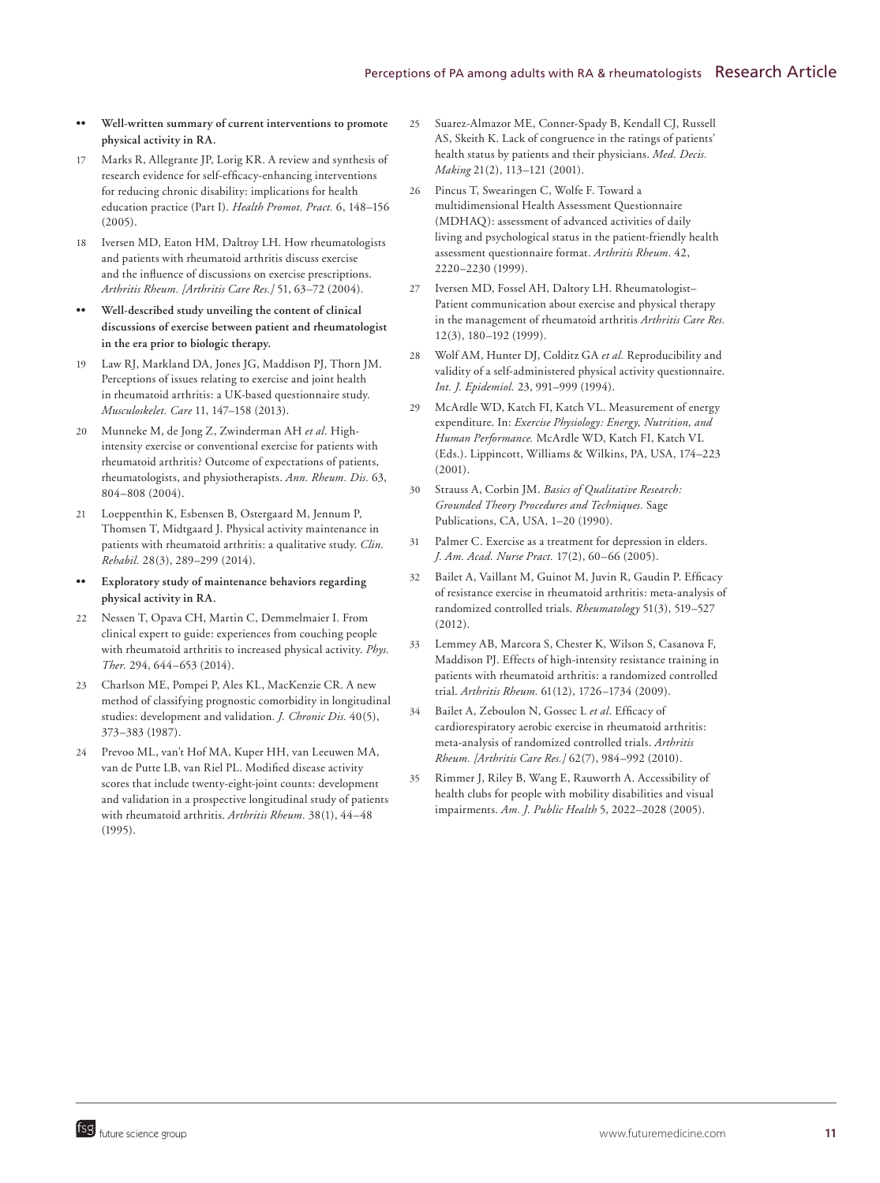- •• **Well-written summary of current interventions to promote physical activity in RA.**

17 Marks R, Allegrante JP, Lorig KR. A review and synthesis of research evidence for self-efficacy-enhancing interventions for reducing chronic disability: implications for health education practice (Part I). *Health Promot. Pract.* 6, 148–156 (2005).

18 Iversen MD, Eaton HM, Daltroy LH. How rheumatologists and patients with rheumatoid arthritis discuss exercise and the influence of discussions on exercise prescriptions. *Arthritis Rheum. [Arthritis Care Res.]* 51, 63–72 (2004).

- •• **Well-described study unveiling the content of clinical discussions of exercise between patient and rheumatologist in the era prior to biologic therapy.**

19 Law RJ, Markland DA, Jones JG, Maddison PJ, Thorn JM. Perceptions of issues relating to exercise and joint health in rheumatoid arthritis: a UK-based questionnaire study. *Musculoskelet. Care* 11, 147–158 (2013).

20 Munneke M, de Jong Z, Zwinderman AH *et al.* High-intensity exercise or conventional exercise for patients with rheumatoid arthritis? Outcome of expectations of patients, rheumatologists, and physiotherapists. *Ann. Rheum. Dis.* 63, 804–808 (2004).

21 Loeppenthin K, Esbensen B, Ostergaard M, Jennum P, Thomsen T, Midtgaard J. Physical activity maintenance in patients with rheumatoid arthritis: a qualitative study. *Clin. Rehabil.* 28(3), 289–299 (2014).

- •• **Exploratory study of maintenance behaviors regarding physical activity in RA.**

22 Nessen T, Opava CH, Martin C, Demmelmaier I. From clinical expert to guide: experiences from couching people with rheumatoid arthritis to increased physical activity. *Phys. Ther.* 294, 644–653 (2014).

23 Charlson ME, Pompei P, Ales KL, MacKenzie CR. A new method of classifying prognostic comorbidity in longitudinal studies: development and validation. *J. Chronic Dis.* 40(5), 373–383 (1987).

24 Prevoo ML, van't Hof MA, Kuper HH, van Leeuwen MA, van de Putte LB, van Riel PL. Modified disease activity scores that include twenty-eight-joint counts: development and validation in a prospective longitudinal study of patients with rheumatoid arthritis. *Arthritis Rheum.* 38(1), 44–48 (1995).

25 Suarez-Almazor ME, Conner-Spady B, Kendall CJ, Russell AS, Skeith K. Lack of congruence in the ratings of patients' health status by patients and their physicians. *Med. Decis. Making* 21(2), 113–121 (2001).

26 Pincus T, Swearingen C, Wolfe F. Toward a multidimensional Health Assessment Questionnaire (MDHAQ): assessment of advanced activities of daily living and psychological status in the patient-friendly health assessment questionnaire format. *Arthritis Rheum.* 42, 2220–2230 (1999).

27 Iversen MD, Fossel AH, Daltory LH. Rheumatologist–Patient communication about exercise and physical therapy in the management of rheumatoid arthritis *Arthritis Care Res.* 12(3), 180–192 (1999).

28 Wolf AM, Hunter DJ, Colditz GA *et al.* Reproducibility and validity of a self-administered physical activity questionnaire. *Int. J. Epidemiol.* 23, 991–999 (1994).

29 McArdle WD, Katch FI, Katch VL. Measurement of energy expenditure. In: *Exercise Physiology: Energy, Nutrition, and Human Performance.* McArdle WD, Katch FI, Katch VL (Eds.). Lippincott, Williams & Wilkins, PA, USA, 174–223 (2001).

30 Strauss A, Corbin JM. *Basics of Qualitative Research: Grounded Theory Procedures and Techniques.* Sage Publications, CA, USA, 1–20 (1990).

31 Palmer C. Exercise as a treatment for depression in elders. *J. Am. Acad. Nurse Pract.* 17(2), 60–66 (2005).

32 Bailet A, Vaillant M, Guinot M, Juvin R, Gaudin P. Efficacy of resistance exercise in rheumatoid arthritis: meta-analysis of randomized controlled trials. *Rheumatology* 51(3), 519–527 (2012).

33 Lemmey AB, Marcora S, Chester K, Wilson S, Casanova F, Maddison PJ. Effects of high-intensity resistance training in patients with rheumatoid arthritis: a randomized controlled trial. *Arthritis Rheum.* 61(12), 1726–1734 (2009).

34 Bailet A, Zeboulon N, Gossec L *et al*. Efficacy of cardiorespiratory aerobic exercise in rheumatoid arthritis: meta-analysis of randomized controlled trials. *Arthritis Rheum. [Arthritis Care Res.]* 62(7), 984–992 (2010).

35 Rimmer J, Riley B, Wang E, Rauworth A. Accessibility of health clubs for people with mobility disabilities and visual impairments. *Am. J. Public Health* 5, 2022–2028 (2005).